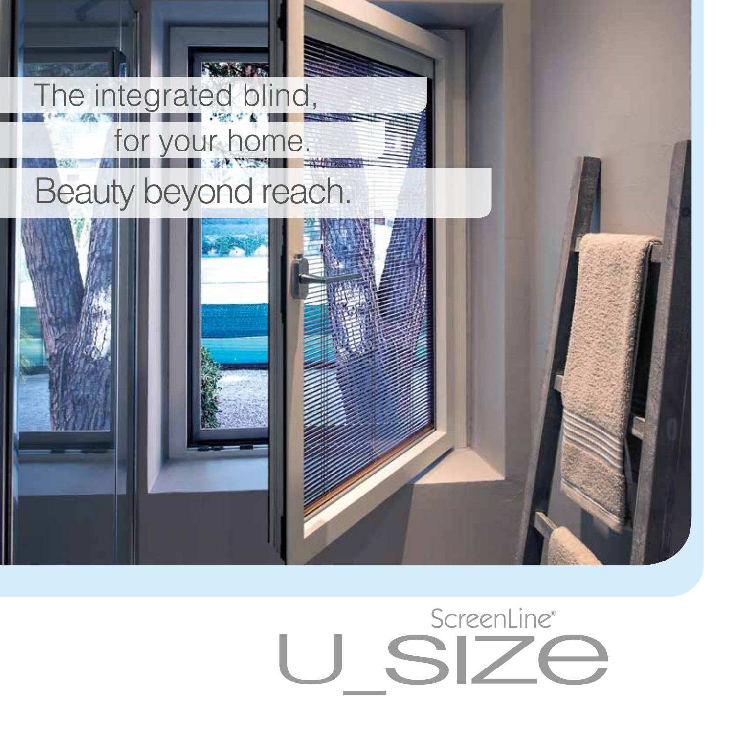The integrated blind,

for your home.

Beauty beyond reach.

ScreenLine®

# U_SIZE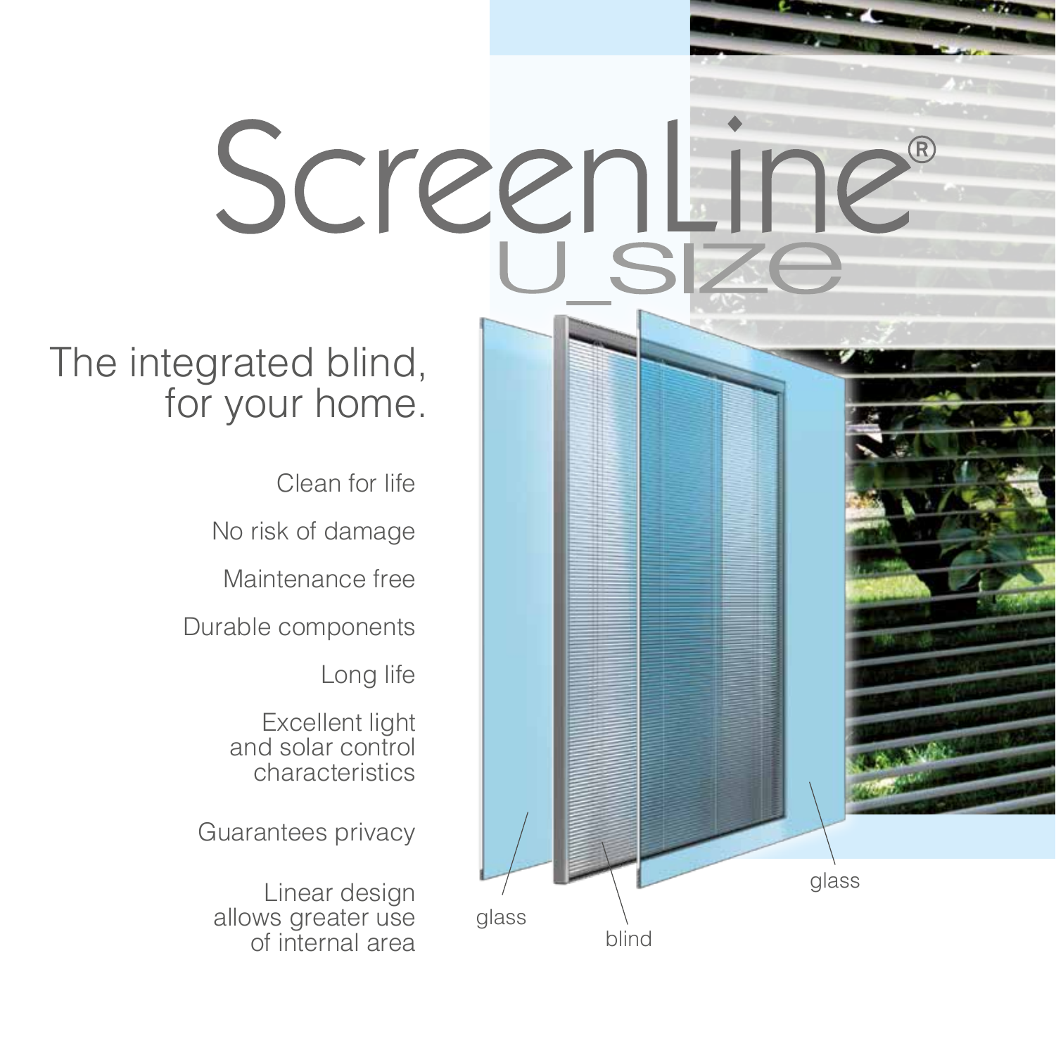# ScreenLine®

## U_SIZE

## The integrated blind, for your home.

Clean for life

No risk of damage

Maintenance free

Durable components

Long life

Excellent light and solar control characteristics

Guarantees privacy

Linear design allows greater use of internal area

glass

blind

glass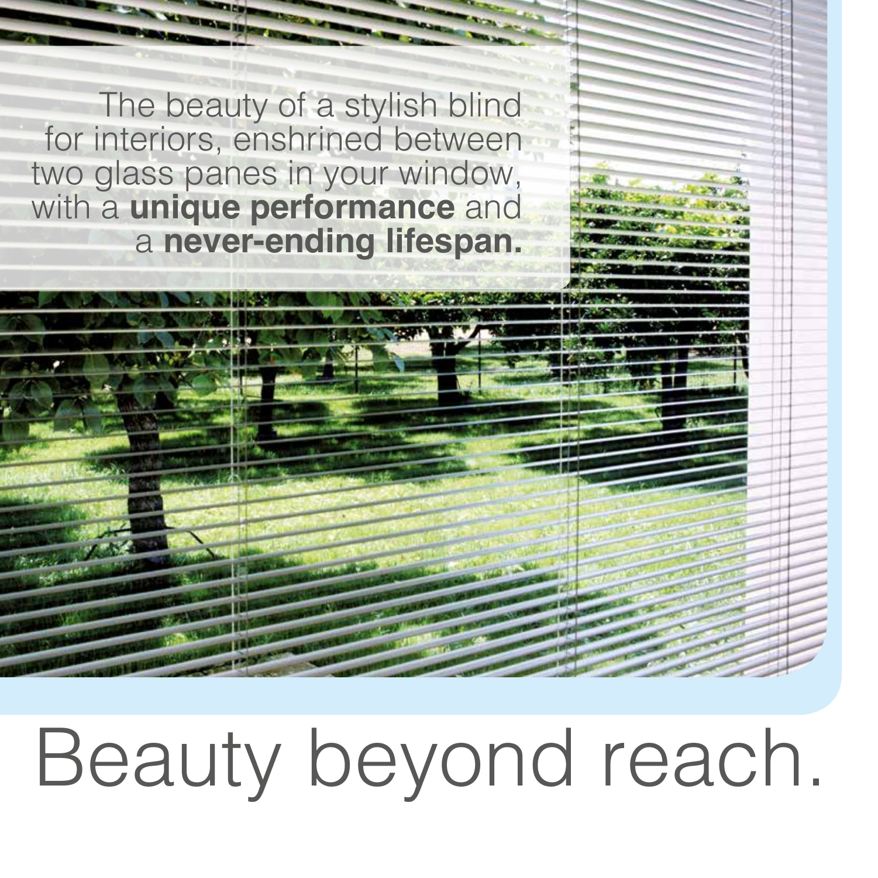The beauty of a stylish blind for interiors, enshrined between two glass panes in your window, with a **unique performance** and a **never-ending lifespan.**

# Beauty beyond reach.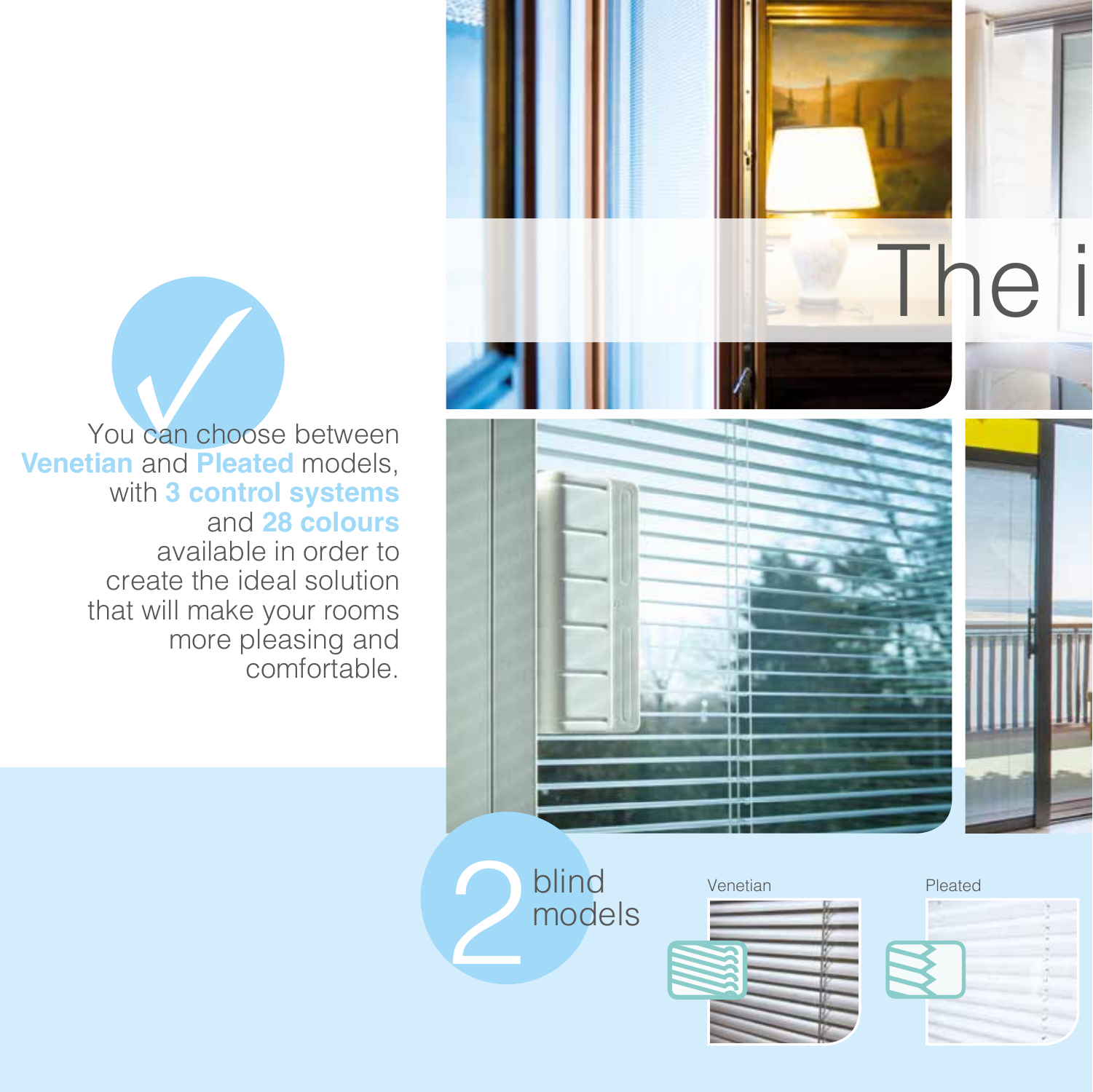You can choose between **Venetian** and **Pleated** models, with **3 control systems** and **28 colours** available in order to create the ideal solution that will make your rooms more pleasing and comfortable.

The i

2 blind models

Venetian

Pleated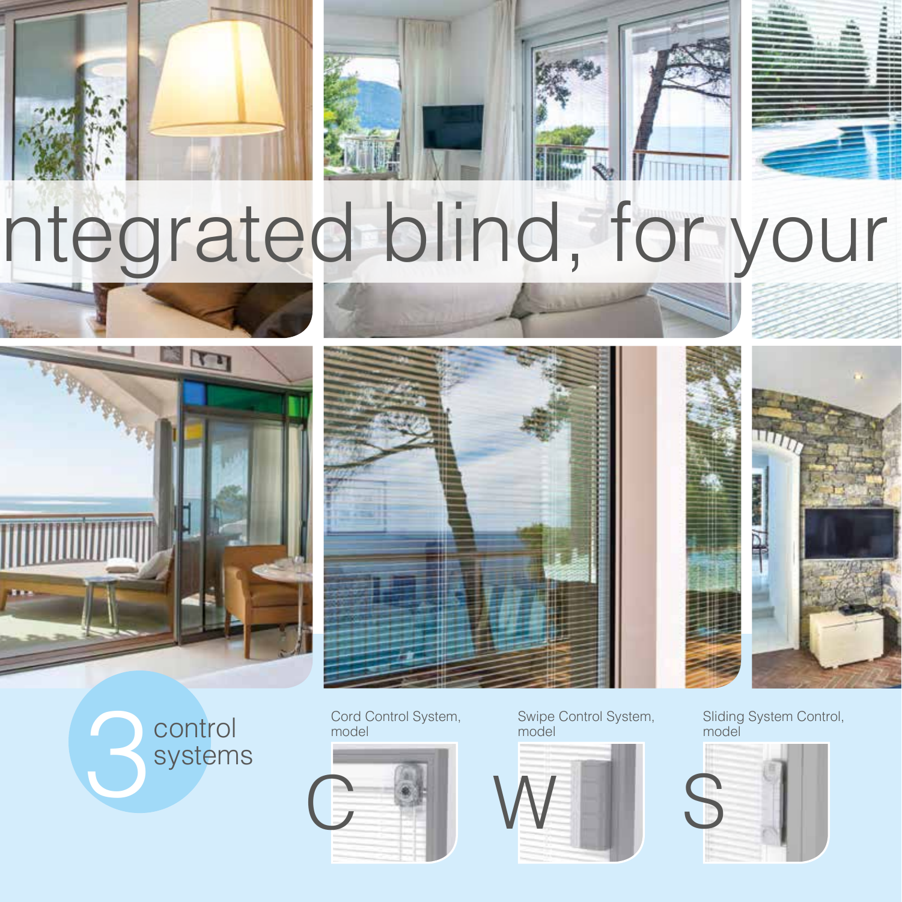ntegrated blind, for your

3 control systems

Cord Control System, model C

Swipe Control System, model W

Sliding System Control, model S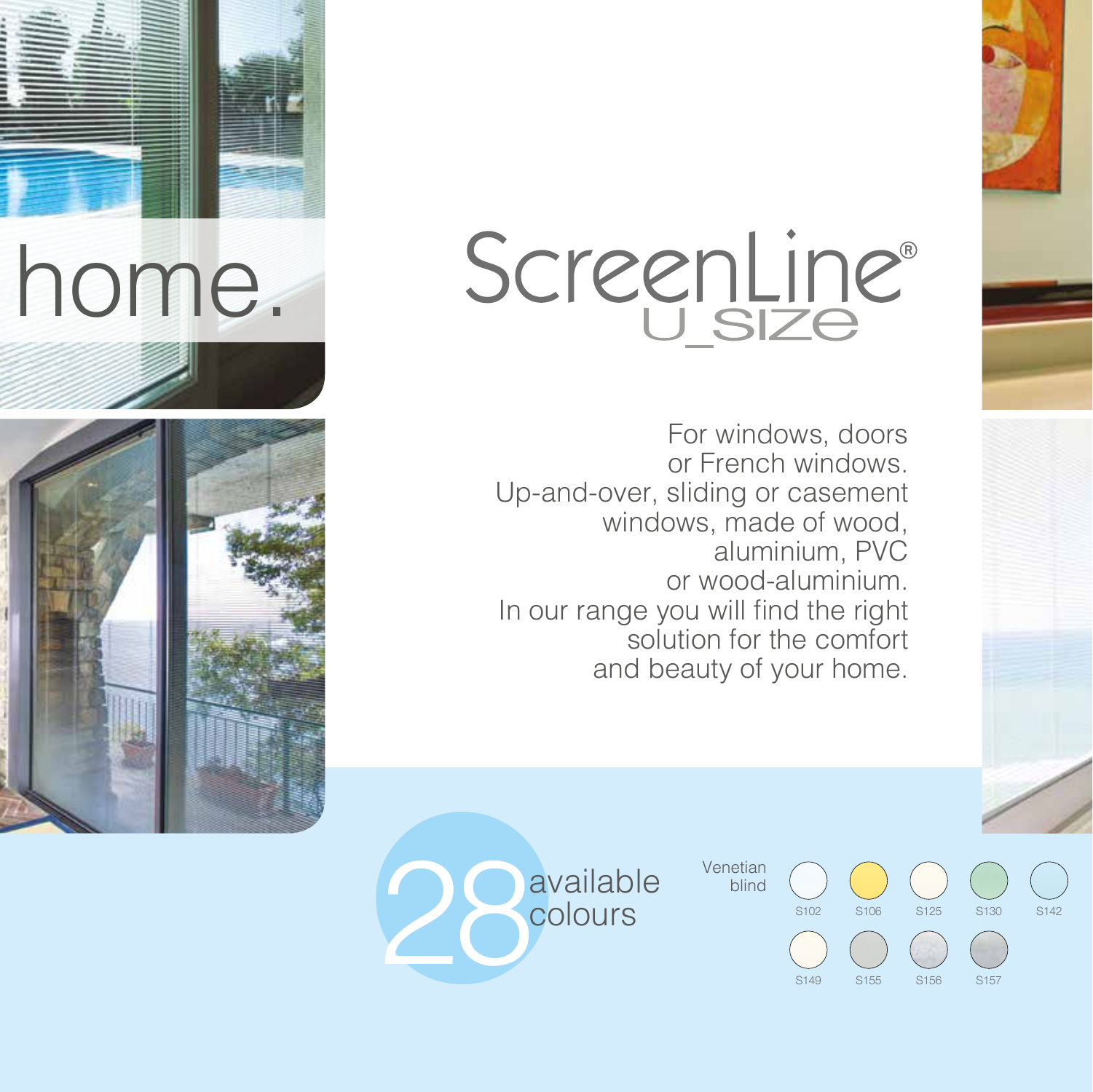home.

# ScreenLine®
## U_SIZE

For windows, doors
or French windows.
Up-and-over, sliding or casement
windows, made of wood,
aluminium, PVC
or wood-aluminium.
In our range you will find the right
solution for the comfort
and beauty of your home.

28 available colours

Venetian blind

S102 S106 S125 S130 S142

S149 S155 S156 S157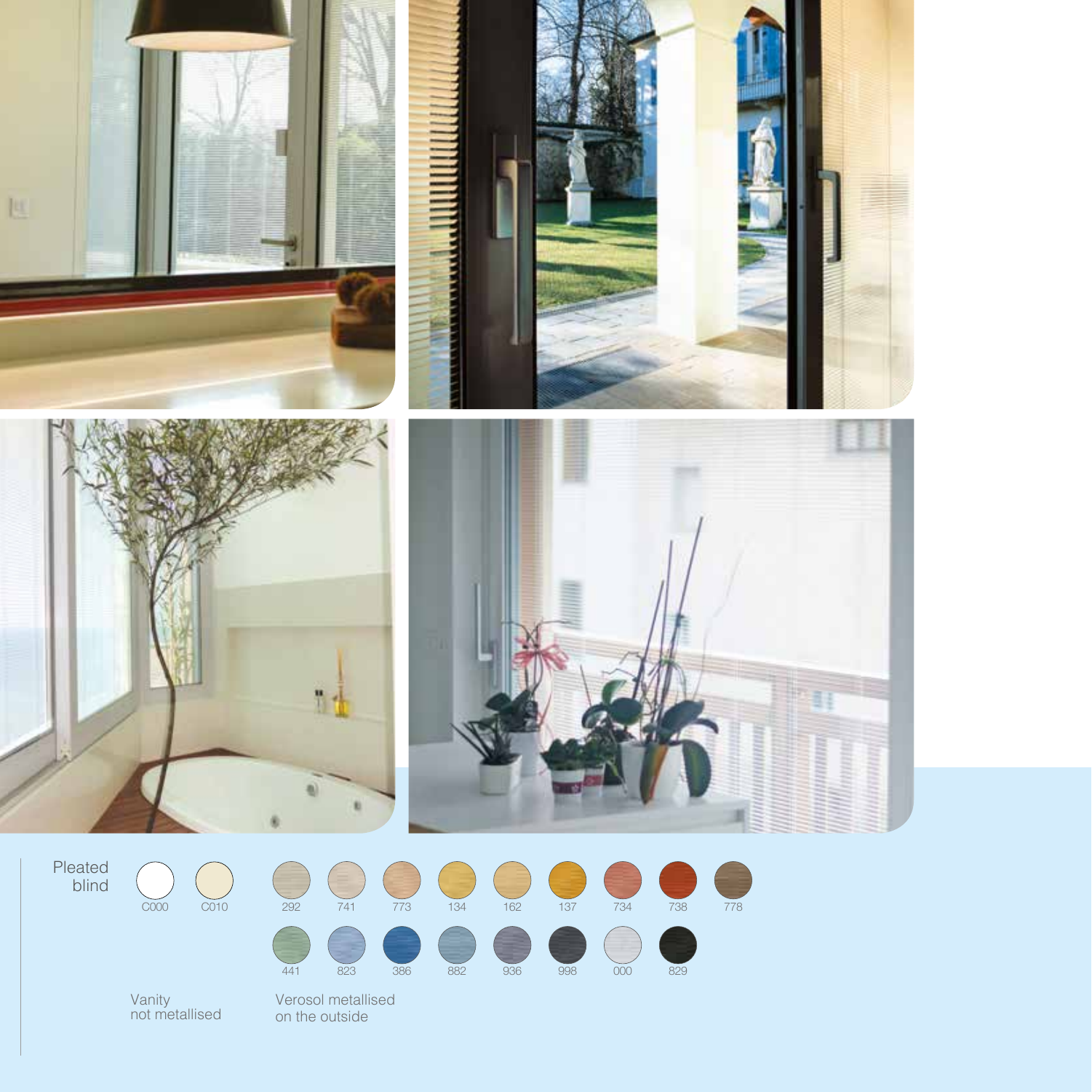Pleated blind

| Vanity not metallised | | Verosol metallised on the outside | | | | | | | | |
|---|---|---|---|---|---|---|---|---|---|---|
| C000 | C010 | 292 | 741 | 773 | 134 | 162 | 137 | 734 | 738 | 778 |
| | | 441 | 823 | 386 | 882 | 936 | 998 | 000 | 829 | |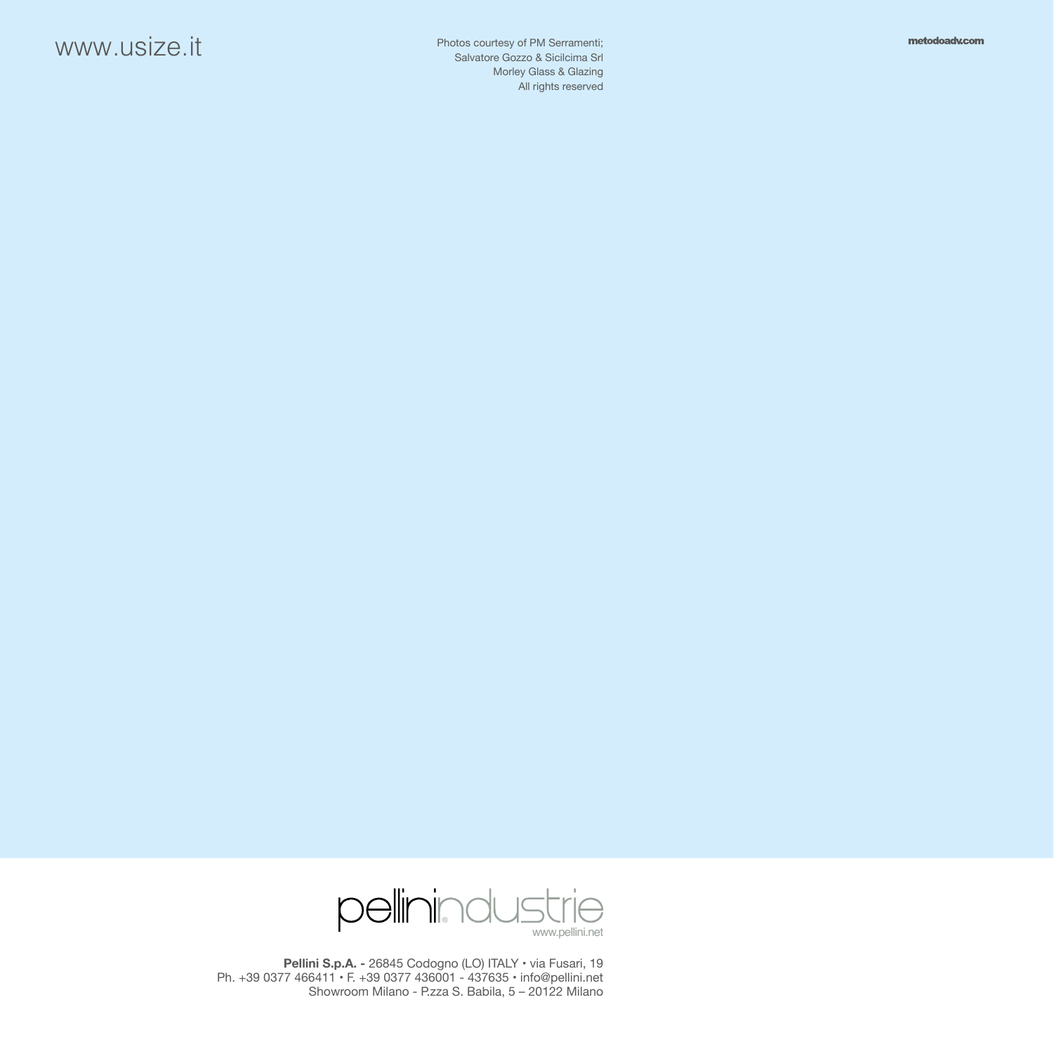www.usize.it

Photos courtesy of PM Serramenti;
Salvatore Gozzo & Sicilcima Srl
Morley Glass & Glazing
All rights reserved

metodoadv.com

pellinindustrie
www.pellini.net

**Pellini S.p.A. -** 26845 Codogno (LO) ITALY • via Fusari, 19
Ph. +39 0377 466411 • F. +39 0377 436001 - 437635 • info@pellini.net
Showroom Milano - P.zza S. Babila, 5 – 20122 Milano